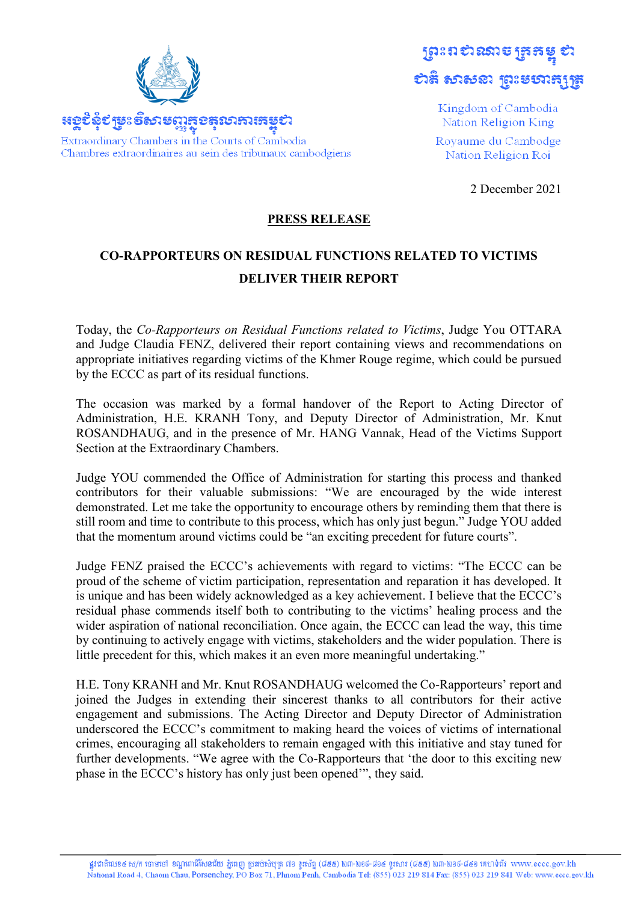អង្គជំនុំជម្រះវិសាមញ្ញក្នុងតុលាការកម្ពុជា
Extraordinary Chambers in the Courts of Cambodia
Chambres extraordinaires au sein des tribunaux cambodgiens

ព្រះរាជាណាចក្រកម្ពុជា
ជាតិ សាសនា ព្រះមហាក្សត្រ

Kingdom of Cambodia
Nation Religion King

Royaume du Cambodge
Nation Religion Roi

2 December 2021

**PRESS RELEASE**

## CO-RAPPORTEURS ON RESIDUAL FUNCTIONS RELATED TO VICTIMS DELIVER THEIR REPORT

Today, the *Co-Rapporteurs on Residual Functions related to Victims*, Judge You OTTARA and Judge Claudia FENZ, delivered their report containing views and recommendations on appropriate initiatives regarding victims of the Khmer Rouge regime, which could be pursued by the ECCC as part of its residual functions.

The occasion was marked by a formal handover of the Report to Acting Director of Administration, H.E. KRANH Tony, and Deputy Director of Administration, Mr. Knut ROSANDHAUG, and in the presence of Mr. HANG Vannak, Head of the Victims Support Section at the Extraordinary Chambers.

Judge YOU commended the Office of Administration for starting this process and thanked contributors for their valuable submissions: "We are encouraged by the wide interest demonstrated. Let me take the opportunity to encourage others by reminding them that there is still room and time to contribute to this process, which has only just begun." Judge YOU added that the momentum around victims could be "an exciting precedent for future courts".

Judge FENZ praised the ECCC's achievements with regard to victims: "The ECCC can be proud of the scheme of victim participation, representation and reparation it has developed. It is unique and has been widely acknowledged as a key achievement. I believe that the ECCC's residual phase commends itself both to contributing to the victims' healing process and the wider aspiration of national reconciliation. Once again, the ECCC can lead the way, this time by continuing to actively engage with victims, stakeholders and the wider population. There is little precedent for this, which makes it an even more meaningful undertaking."

H.E. Tony KRANH and Mr. Knut ROSANDHAUG welcomed the Co-Rapporteurs' report and joined the Judges in extending their sincerest thanks to all contributors for their active engagement and submissions. The Acting Director and Deputy Director of Administration underscored the ECCC's commitment to making heard the voices of victims of international crimes, encouraging all stakeholders to remain engaged with this initiative and stay tuned for further developments. "We agree with the Co-Rapporteurs that 'the door to this exciting new phase in the ECCC's history has only just been opened'", they said.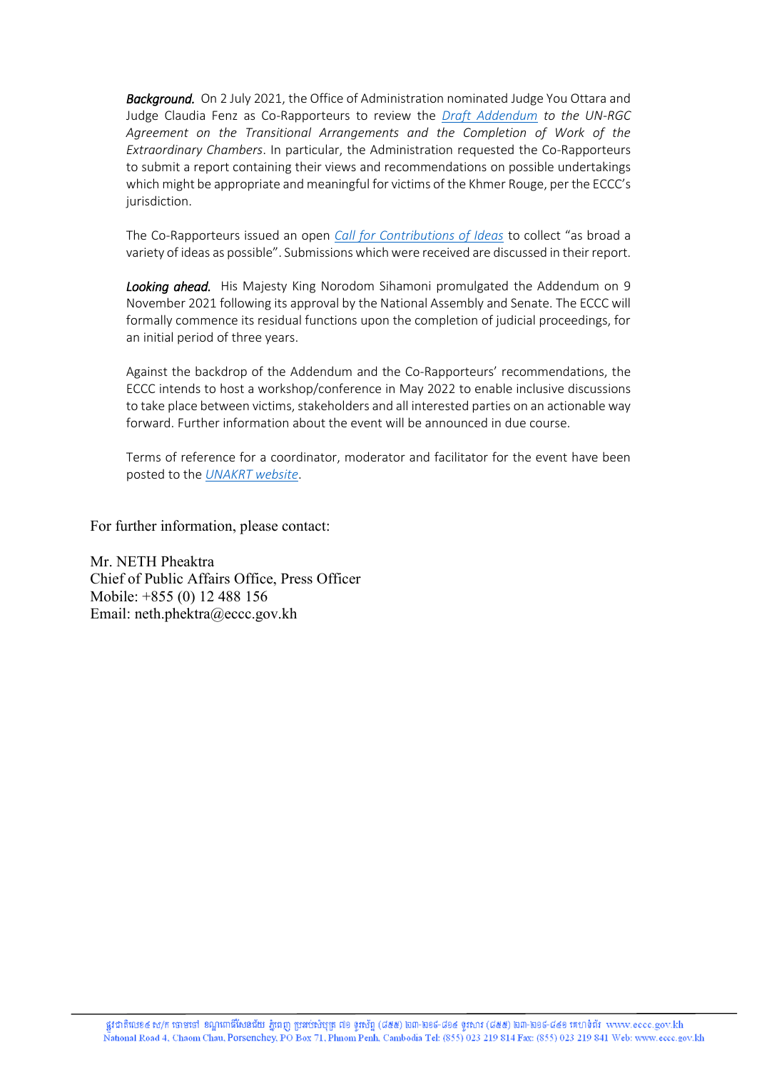***Background.*** On 2 July 2021, the Office of Administration nominated Judge You Ottara and Judge Claudia Fenz as Co-Rapporteurs to review the *Draft Addendum to the UN-RGC Agreement on the Transitional Arrangements and the Completion of Work of the Extraordinary Chambers*. In particular, the Administration requested the Co-Rapporteurs to submit a report containing their views and recommendations on possible undertakings which might be appropriate and meaningful for victims of the Khmer Rouge, per the ECCC's jurisdiction.

The Co-Rapporteurs issued an open *Call for Contributions of Ideas* to collect "as broad a variety of ideas as possible". Submissions which were received are discussed in their report.

***Looking ahead.*** His Majesty King Norodom Sihamoni promulgated the Addendum on 9 November 2021 following its approval by the National Assembly and Senate. The ECCC will formally commence its residual functions upon the completion of judicial proceedings, for an initial period of three years.

Against the backdrop of the Addendum and the Co-Rapporteurs' recommendations, the ECCC intends to host a workshop/conference in May 2022 to enable inclusive discussions to take place between victims, stakeholders and all interested parties on an actionable way forward. Further information about the event will be announced in due course.

Terms of reference for a coordinator, moderator and facilitator for the event have been posted to the *UNAKRT website*.

For further information, please contact:

Mr. NETH Pheaktra
Chief of Public Affairs Office, Press Officer
Mobile: +855 (0) 12 488 156
Email: neth.phektra@eccc.gov.kh